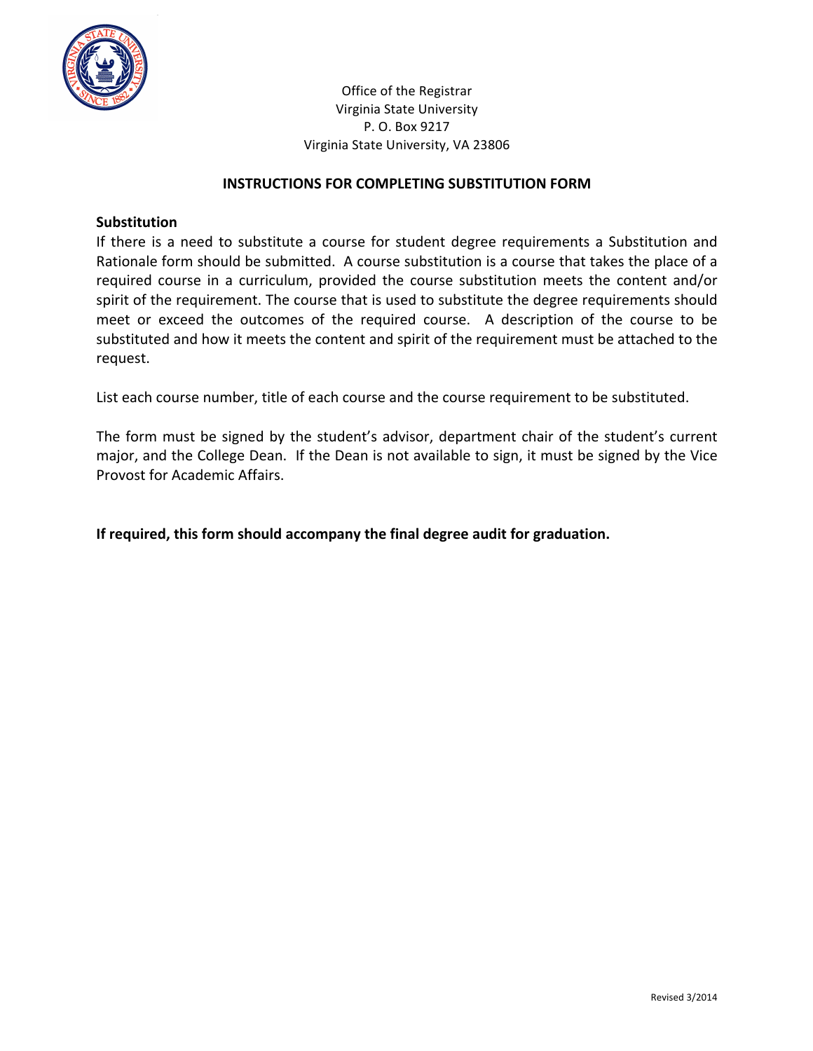Office of the Registrar
Virginia State University
P. O. Box 9217
Virginia State University, VA 23806

## INSTRUCTIONS FOR COMPLETING SUBSTITUTION FORM

**Substitution**

If there is a need to substitute a course for student degree requirements a Substitution and Rationale form should be submitted. A course substitution is a course that takes the place of a required course in a curriculum, provided the course substitution meets the content and/or spirit of the requirement. The course that is used to substitute the degree requirements should meet or exceed the outcomes of the required course. A description of the course to be substituted and how it meets the content and spirit of the requirement must be attached to the request.

List each course number, title of each course and the course requirement to be substituted.

The form must be signed by the student's advisor, department chair of the student's current major, and the College Dean. If the Dean is not available to sign, it must be signed by the Vice Provost for Academic Affairs.

**If required, this form should accompany the final degree audit for graduation.**

Revised 3/2014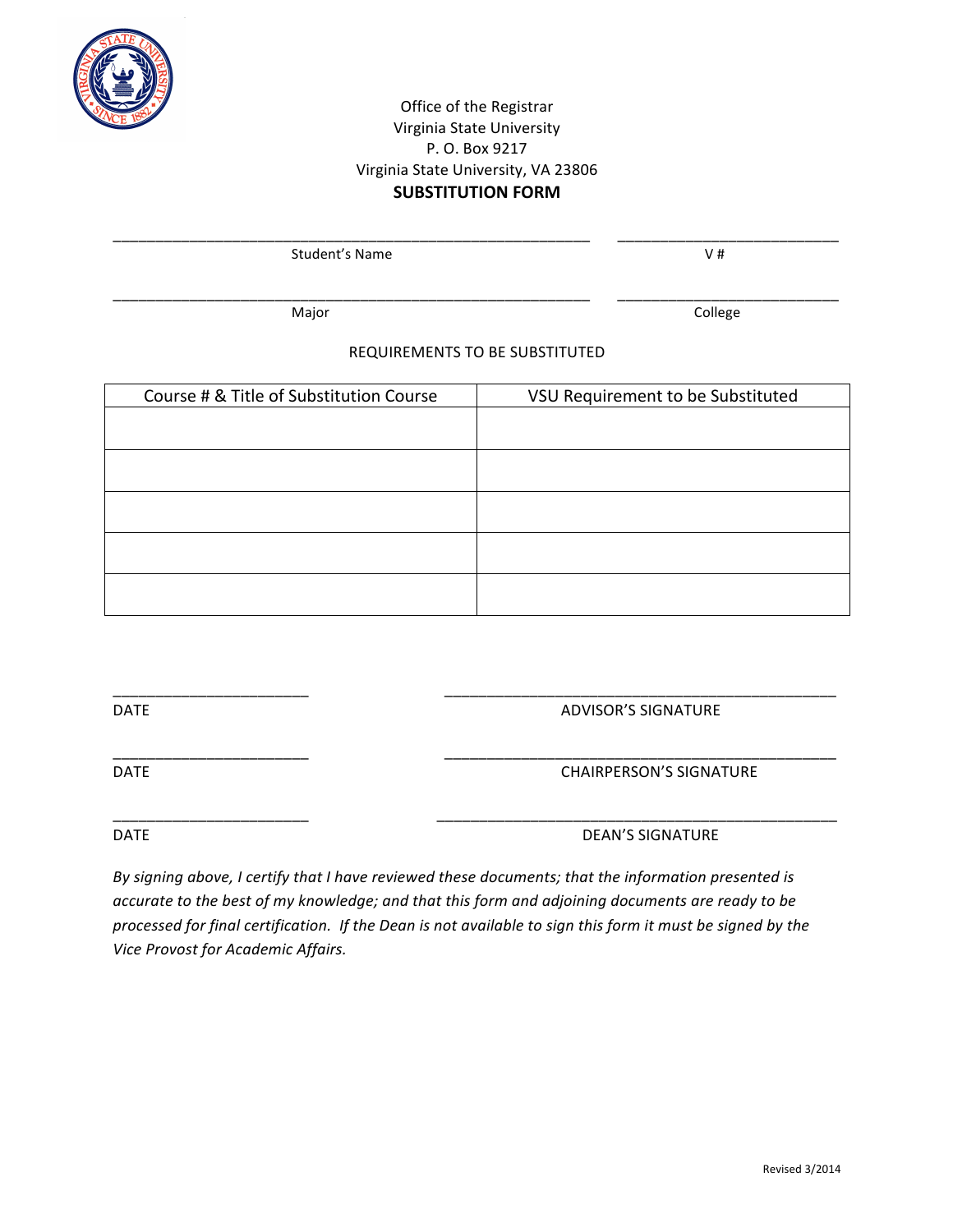Office of the Registrar
Virginia State University
P. O. Box 9217
Virginia State University, VA 23806

**SUBSTITUTION FORM**

_____________________________________________ ______________________
Student's Name V #

_____________________________________________ ______________________
Major College

REQUIREMENTS TO BE SUBSTITUTED

| Course # & Title of Substitution Course | VSU Requirement to be Substituted |
|---|---|
| | |
| | |
| | |
| | |
| | |

_____________________ ________________________________________
DATE ADVISOR'S SIGNATURE

_____________________ ________________________________________
DATE CHAIRPERSON'S SIGNATURE

_____________________ ________________________________________
DATE DEAN'S SIGNATURE

*By signing above, I certify that I have reviewed these documents; that the information presented is accurate to the best of my knowledge; and that this form and adjoining documents are ready to be processed for final certification. If the Dean is not available to sign this form it must be signed by the Vice Provost for Academic Affairs.*

Revised 3/2014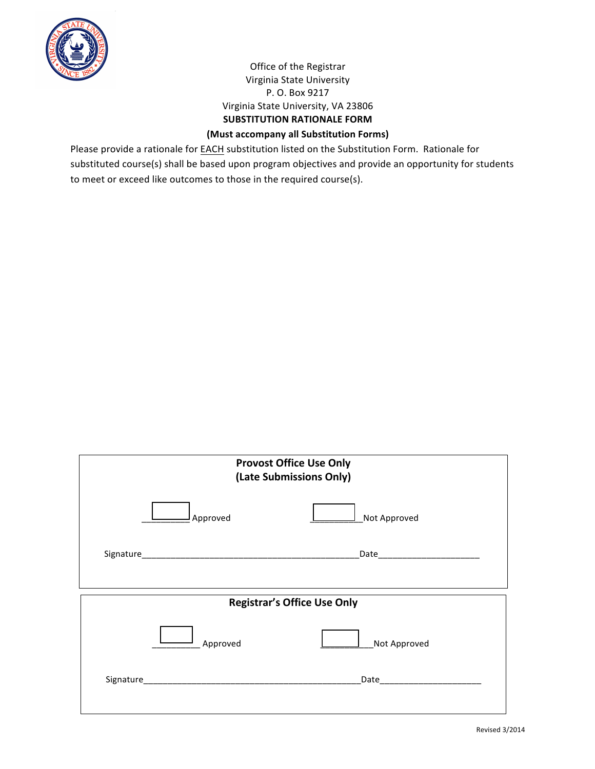Office of the Registrar
Virginia State University
P. O. Box 9217
Virginia State University, VA 23806

**SUBSTITUTION RATIONALE FORM**

**(Must accompany all Substitution Forms)**

Please provide a rationale for EACH substitution listed on the Substitution Form. Rationale for substituted course(s) shall be based upon program objectives and provide an opportunity for students to meet or exceed like outcomes to those in the required course(s).

**Provost Office Use Only**
**(Late Submissions Only)**

☐ __________ Approved                ☐ __________ Not Approved

Signature_____________________________________________Date_____________________

**Registrar's Office Use Only**

☐ __________ Approved                ☐ __________ Not Approved

Signature_____________________________________________Date_____________________

Revised 3/2014